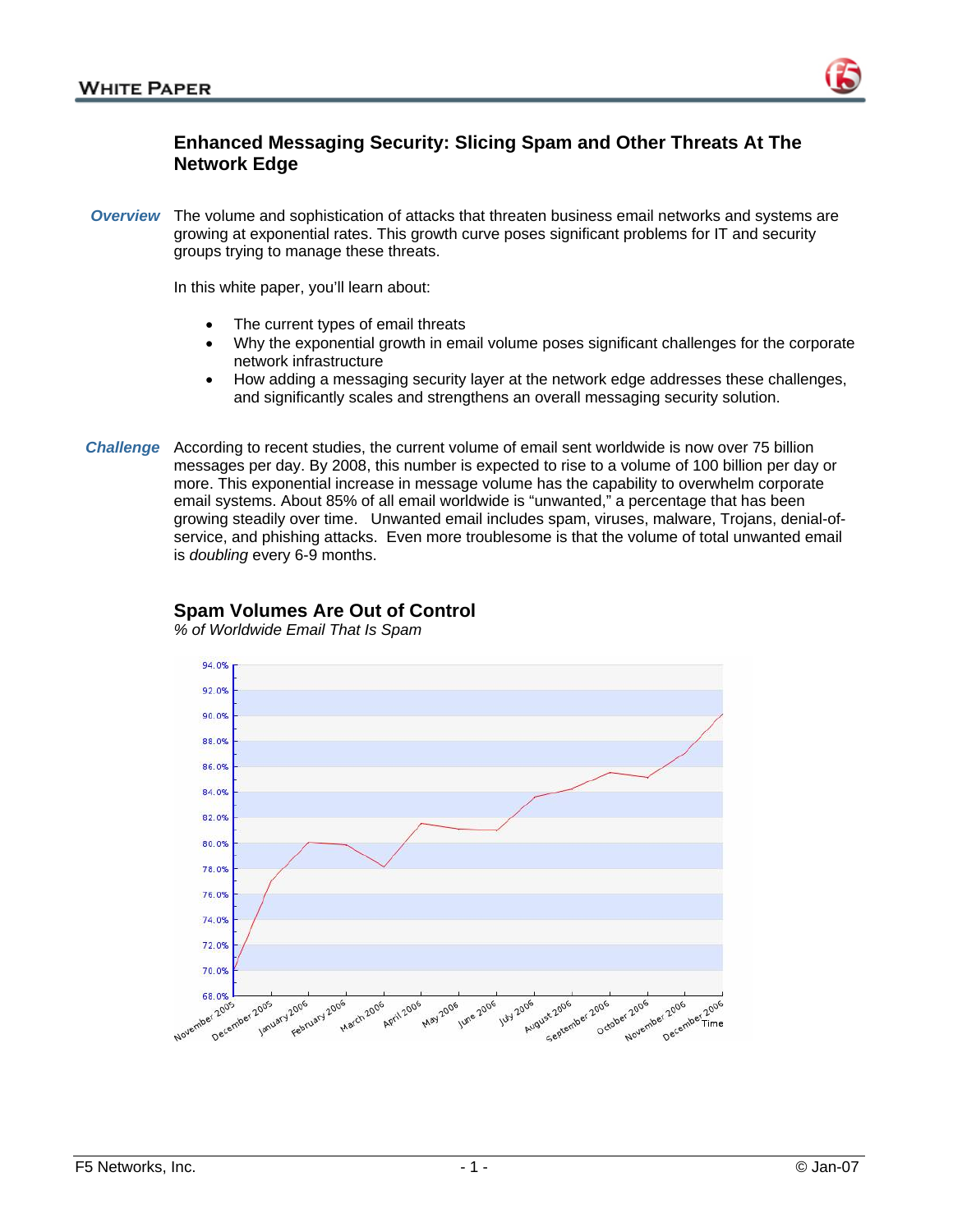# Enhanced Messaging Security: Slicing Spam and Other Threats At The Network Edge

***Overview*** The volume and sophistication of attacks that threaten business email networks and systems are growing at exponential rates. This growth curve poses significant problems for IT and security groups trying to manage these threats.

In this white paper, you'll learn about:

- The current types of email threats
- Why the exponential growth in email volume poses significant challenges for the corporate network infrastructure
- How adding a messaging security layer at the network edge addresses these challenges, and significantly scales and strengthens an overall messaging security solution.

***Challenge*** According to recent studies, the current volume of email sent worldwide is now over 75 billion messages per day. By 2008, this number is expected to rise to a volume of 100 billion per day or more. This exponential increase in message volume has the capability to overwhelm corporate email systems. About 85% of all email worldwide is "unwanted," a percentage that has been growing steadily over time. Unwanted email includes spam, viruses, malware, Trojans, denial-of-service, and phishing attacks. Even more troublesome is that the volume of total unwanted email is *doubling* every 6-9 months.

## Spam Volumes Are Out of Control

*% of Worldwide Email That Is Spam*

94.0%
92.0%
90.0%
88.0%
86.0%
84.0%
82.0%
80.0%
78.0%
76.0%
74.0%
72.0%
70.0%
68.0%

November 2005
December 2005
January 2006
February 2006
March 2006
April 2006
May 2006
June 2006
July 2006
August 2006
September 2006
October 2006
November 2006
December 2006
Time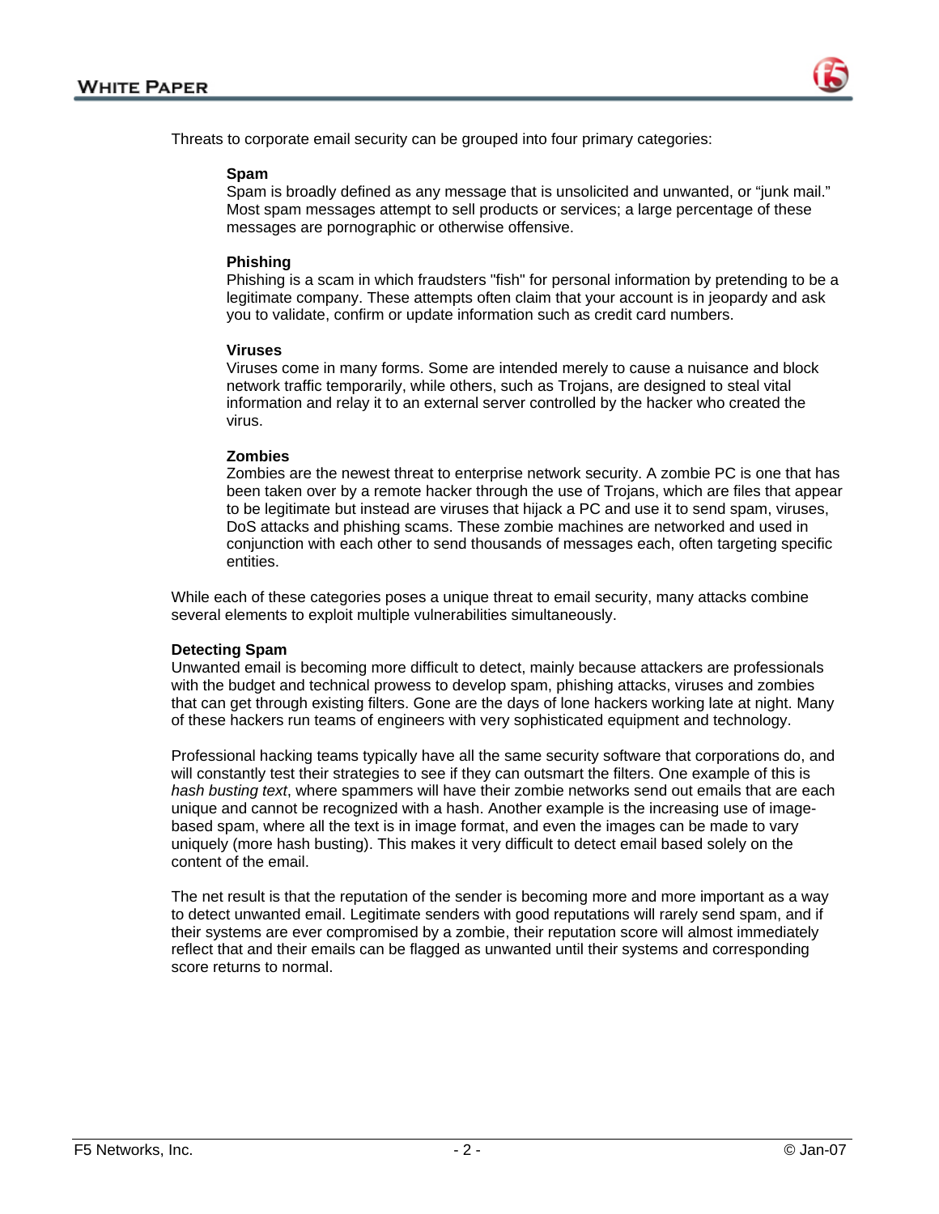Threats to corporate email security can be grouped into four primary categories:

**Spam**
Spam is broadly defined as any message that is unsolicited and unwanted, or "junk mail." Most spam messages attempt to sell products or services; a large percentage of these messages are pornographic or otherwise offensive.

**Phishing**
Phishing is a scam in which fraudsters "fish" for personal information by pretending to be a legitimate company. These attempts often claim that your account is in jeopardy and ask you to validate, confirm or update information such as credit card numbers.

**Viruses**
Viruses come in many forms. Some are intended merely to cause a nuisance and block network traffic temporarily, while others, such as Trojans, are designed to steal vital information and relay it to an external server controlled by the hacker who created the virus.

**Zombies**
Zombies are the newest threat to enterprise network security. A zombie PC is one that has been taken over by a remote hacker through the use of Trojans, which are files that appear to be legitimate but instead are viruses that hijack a PC and use it to send spam, viruses, DoS attacks and phishing scams. These zombie machines are networked and used in conjunction with each other to send thousands of messages each, often targeting specific entities.

While each of these categories poses a unique threat to email security, many attacks combine several elements to exploit multiple vulnerabilities simultaneously.

**Detecting Spam**
Unwanted email is becoming more difficult to detect, mainly because attackers are professionals with the budget and technical prowess to develop spam, phishing attacks, viruses and zombies that can get through existing filters. Gone are the days of lone hackers working late at night. Many of these hackers run teams of engineers with very sophisticated equipment and technology.

Professional hacking teams typically have all the same security software that corporations do, and will constantly test their strategies to see if they can outsmart the filters. One example of this is *hash busting text*, where spammers will have their zombie networks send out emails that are each unique and cannot be recognized with a hash. Another example is the increasing use of image-based spam, where all the text is in image format, and even the images can be made to vary uniquely (more hash busting). This makes it very difficult to detect email based solely on the content of the email.

The net result is that the reputation of the sender is becoming more and more important as a way to detect unwanted email. Legitimate senders with good reputations will rarely send spam, and if their systems are ever compromised by a zombie, their reputation score will almost immediately reflect that and their emails can be flagged as unwanted until their systems and corresponding score returns to normal.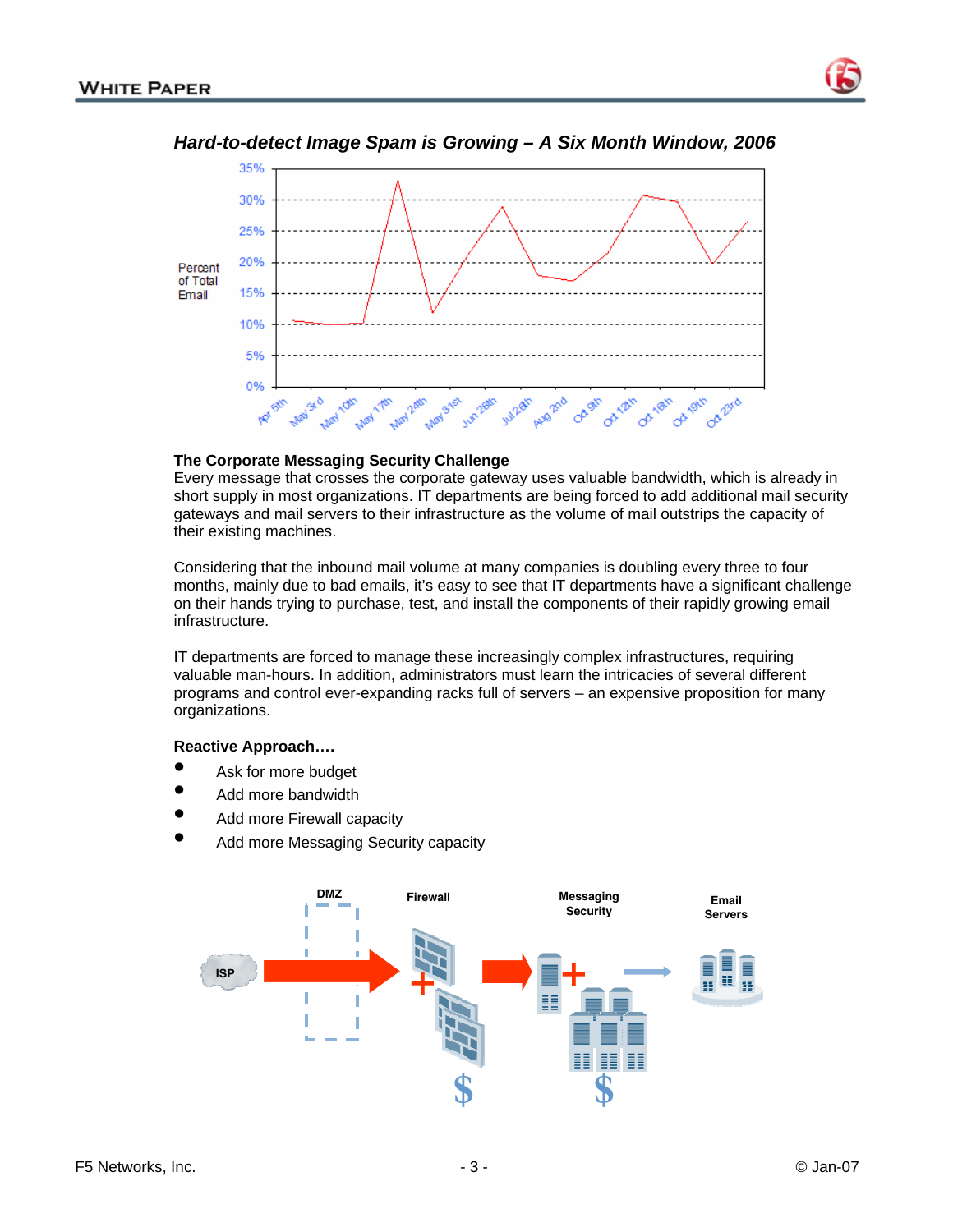*Hard-to-detect Image Spam is Growing – A Six Month Window, 2006*

Percent of Total Email

35%
30%
25%
20%
15%
10%
5%
0%

Apr 5th
May 3rd
May 10th
May 17th
May 24th
May 31st
Jun 28th
Jul 26th
Aug 2nd
Oct 9th
Oct 12th
Oct 16th
Oct 19th
Oct 23rd

**The Corporate Messaging Security Challenge**
Every message that crosses the corporate gateway uses valuable bandwidth, which is already in short supply in most organizations. IT departments are being forced to add additional mail security gateways and mail servers to their infrastructure as the volume of mail outstrips the capacity of their existing machines.

Considering that the inbound mail volume at many companies is doubling every three to four months, mainly due to bad emails, it's easy to see that IT departments have a significant challenge on their hands trying to purchase, test, and install the components of their rapidly growing email infrastructure.

IT departments are forced to manage these increasingly complex infrastructures, requiring valuable man-hours. In addition, administrators must learn the intricacies of several different programs and control ever-expanding racks full of servers – an expensive proposition for many organizations.

**Reactive Approach….**

- Ask for more budget
- Add more bandwidth
- Add more Firewall capacity
- Add more Messaging Security capacity

DMZ
Firewall
Messaging Security
Email Servers
ISP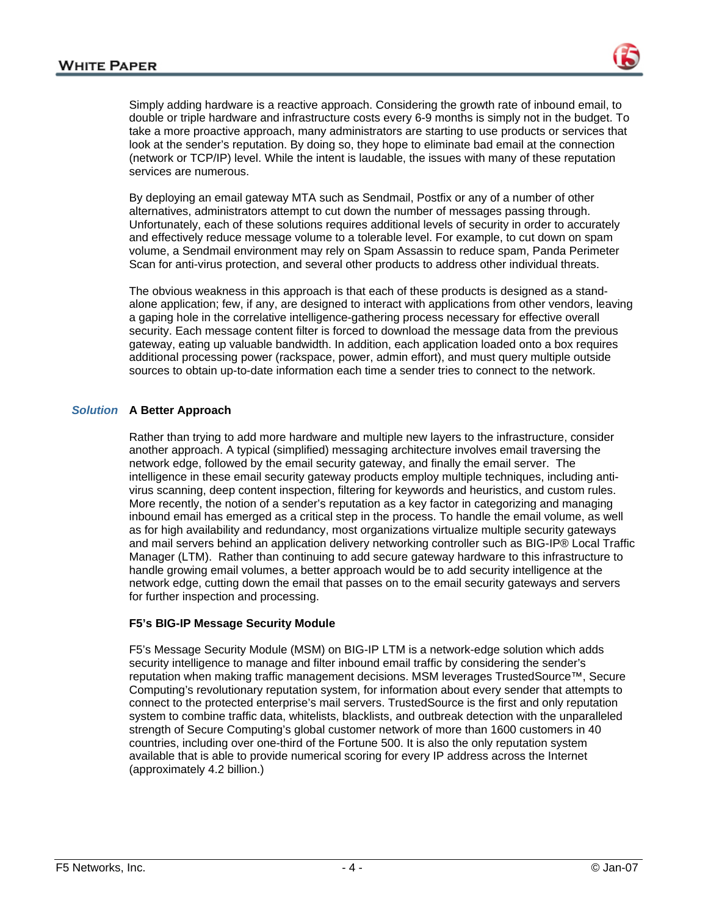Simply adding hardware is a reactive approach. Considering the growth rate of inbound email, to double or triple hardware and infrastructure costs every 6-9 months is simply not in the budget. To take a more proactive approach, many administrators are starting to use products or services that look at the sender's reputation. By doing so, they hope to eliminate bad email at the connection (network or TCP/IP) level. While the intent is laudable, the issues with many of these reputation services are numerous.

By deploying an email gateway MTA such as Sendmail, Postfix or any of a number of other alternatives, administrators attempt to cut down the number of messages passing through. Unfortunately, each of these solutions requires additional levels of security in order to accurately and effectively reduce message volume to a tolerable level. For example, to cut down on spam volume, a Sendmail environment may rely on Spam Assassin to reduce spam, Panda Perimeter Scan for anti-virus protection, and several other products to address other individual threats.

The obvious weakness in this approach is that each of these products is designed as a stand-alone application; few, if any, are designed to interact with applications from other vendors, leaving a gaping hole in the correlative intelligence-gathering process necessary for effective overall security. Each message content filter is forced to download the message data from the previous gateway, eating up valuable bandwidth. In addition, each application loaded onto a box requires additional processing power (rackspace, power, admin effort), and must query multiple outside sources to obtain up-to-date information each time a sender tries to connect to the network.

## *Solution* A Better Approach

Rather than trying to add more hardware and multiple new layers to the infrastructure, consider another approach. A typical (simplified) messaging architecture involves email traversing the network edge, followed by the email security gateway, and finally the email server. The intelligence in these email security gateway products employ multiple techniques, including anti-virus scanning, deep content inspection, filtering for keywords and heuristics, and custom rules. More recently, the notion of a sender's reputation as a key factor in categorizing and managing inbound email has emerged as a critical step in the process. To handle the email volume, as well as for high availability and redundancy, most organizations virtualize multiple security gateways and mail servers behind an application delivery networking controller such as BIG-IP® Local Traffic Manager (LTM). Rather than continuing to add secure gateway hardware to this infrastructure to handle growing email volumes, a better approach would be to add security intelligence at the network edge, cutting down the email that passes on to the email security gateways and servers for further inspection and processing.

### F5's BIG-IP Message Security Module

F5's Message Security Module (MSM) on BIG-IP LTM is a network-edge solution which adds security intelligence to manage and filter inbound email traffic by considering the sender's reputation when making traffic management decisions. MSM leverages TrustedSource™, Secure Computing's revolutionary reputation system, for information about every sender that attempts to connect to the protected enterprise's mail servers. TrustedSource is the first and only reputation system to combine traffic data, whitelists, blacklists, and outbreak detection with the unparalleled strength of Secure Computing's global customer network of more than 1600 customers in 40 countries, including over one-third of the Fortune 500. It is also the only reputation system available that is able to provide numerical scoring for every IP address across the Internet (approximately 4.2 billion.)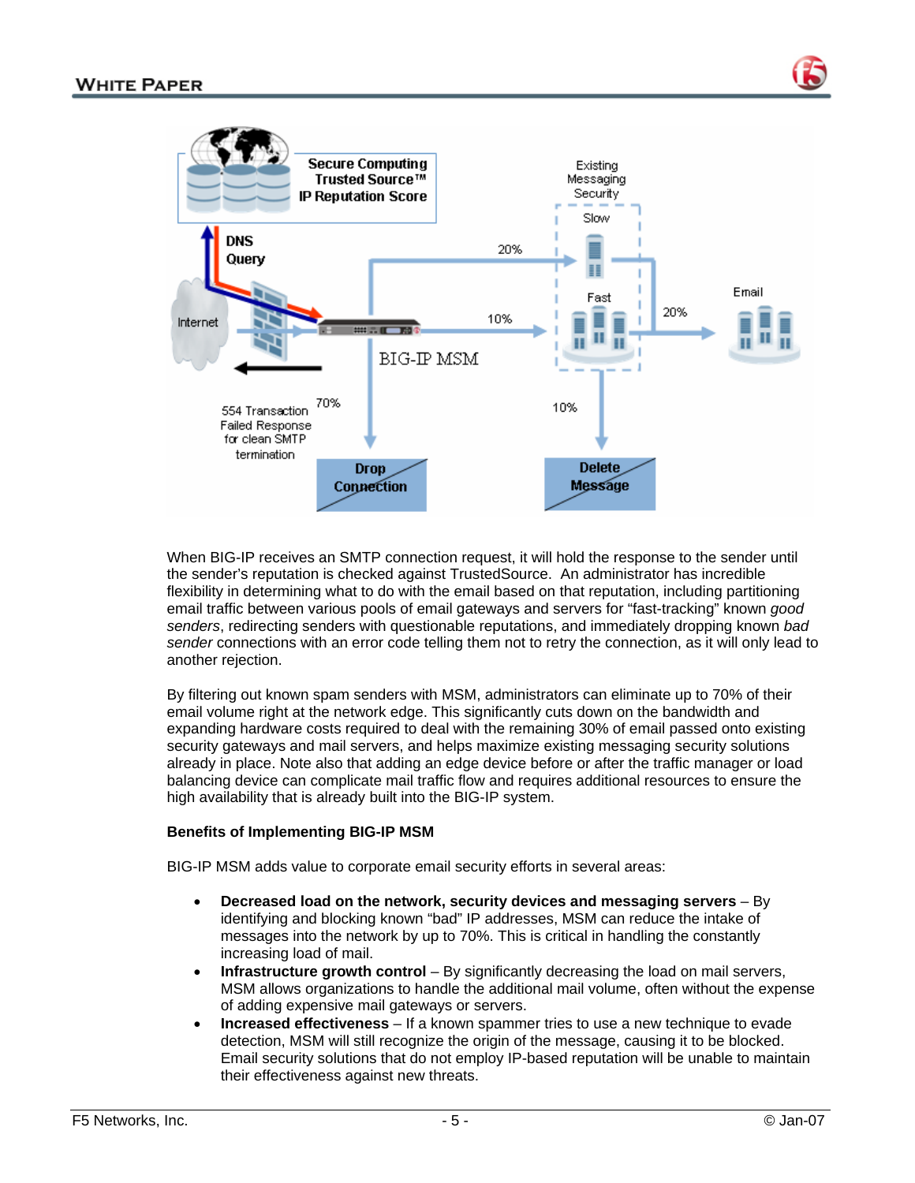When BIG-IP receives an SMTP connection request, it will hold the response to the sender until the sender's reputation is checked against TrustedSource. An administrator has incredible flexibility in determining what to do with the email based on that reputation, including partitioning email traffic between various pools of email gateways and servers for "fast-tracking" known *good senders*, redirecting senders with questionable reputations, and immediately dropping known *bad sender* connections with an error code telling them not to retry the connection, as it will only lead to another rejection.

By filtering out known spam senders with MSM, administrators can eliminate up to 70% of their email volume right at the network edge. This significantly cuts down on the bandwidth and expanding hardware costs required to deal with the remaining 30% of email passed onto existing security gateways and mail servers, and helps maximize existing messaging security solutions already in place. Note also that adding an edge device before or after the traffic manager or load balancing device can complicate mail traffic flow and requires additional resources to ensure the high availability that is already built into the BIG-IP system.

**Benefits of Implementing BIG-IP MSM**

BIG-IP MSM adds value to corporate email security efforts in several areas:

- **Decreased load on the network, security devices and messaging servers** – By identifying and blocking known "bad" IP addresses, MSM can reduce the intake of messages into the network by up to 70%. This is critical in handling the constantly increasing load of mail.
- **Infrastructure growth control** – By significantly decreasing the load on mail servers, MSM allows organizations to handle the additional mail volume, often without the expense of adding expensive mail gateways or servers.
- **Increased effectiveness** – If a known spammer tries to use a new technique to evade detection, MSM will still recognize the origin of the message, causing it to be blocked. Email security solutions that do not employ IP-based reputation will be unable to maintain their effectiveness against new threats.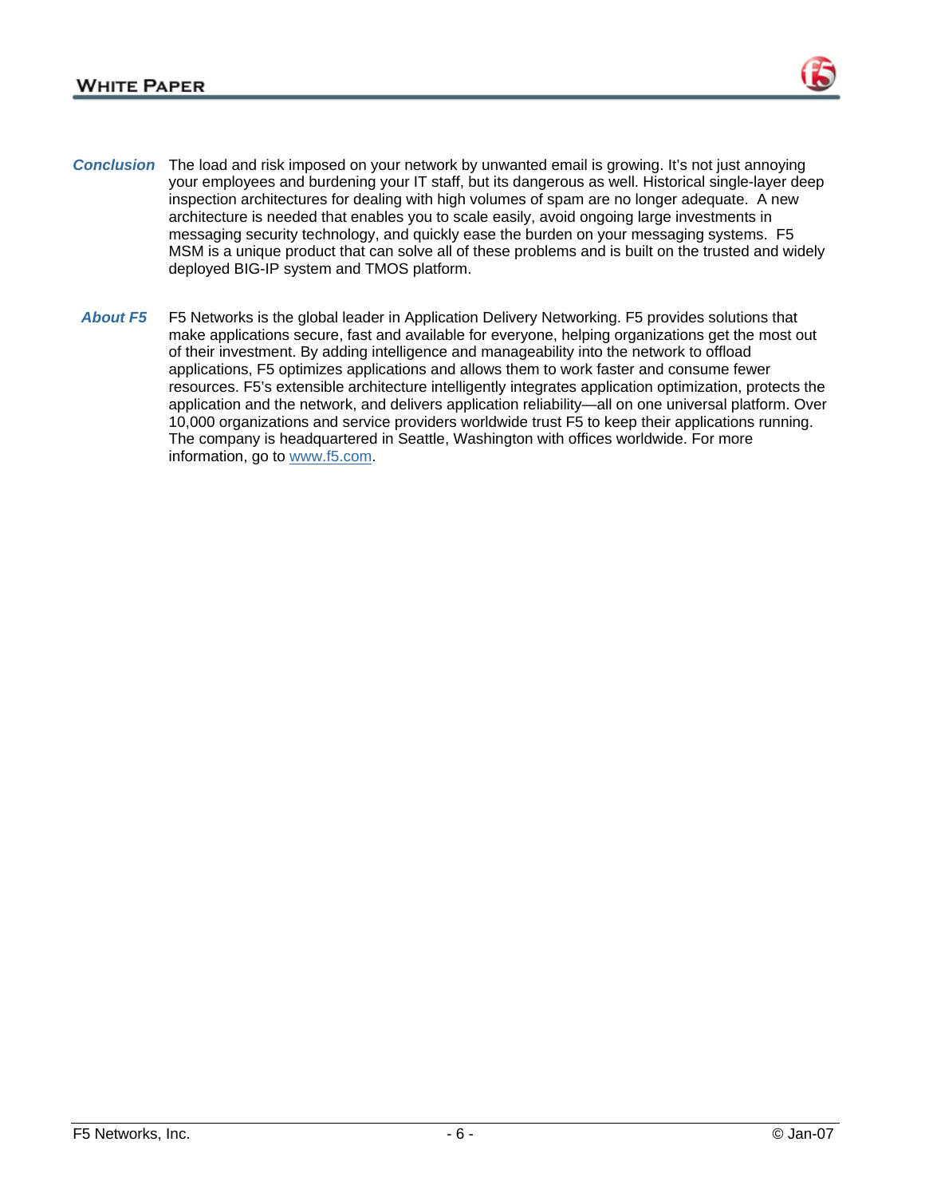## Conclusion

The load and risk imposed on your network by unwanted email is growing. It's not just annoying your employees and burdening your IT staff, but its dangerous as well. Historical single-layer deep inspection architectures for dealing with high volumes of spam are no longer adequate. A new architecture is needed that enables you to scale easily, avoid ongoing large investments in messaging security technology, and quickly ease the burden on your messaging systems. F5 MSM is a unique product that can solve all of these problems and is built on the trusted and widely deployed BIG-IP system and TMOS platform.

## About F5

F5 Networks is the global leader in Application Delivery Networking. F5 provides solutions that make applications secure, fast and available for everyone, helping organizations get the most out of their investment. By adding intelligence and manageability into the network to offload applications, F5 optimizes applications and allows them to work faster and consume fewer resources. F5's extensible architecture intelligently integrates application optimization, protects the application and the network, and delivers application reliability—all on one universal platform. Over 10,000 organizations and service providers worldwide trust F5 to keep their applications running. The company is headquartered in Seattle, Washington with offices worldwide. For more information, go to [www.f5.com](http://www.f5.com).